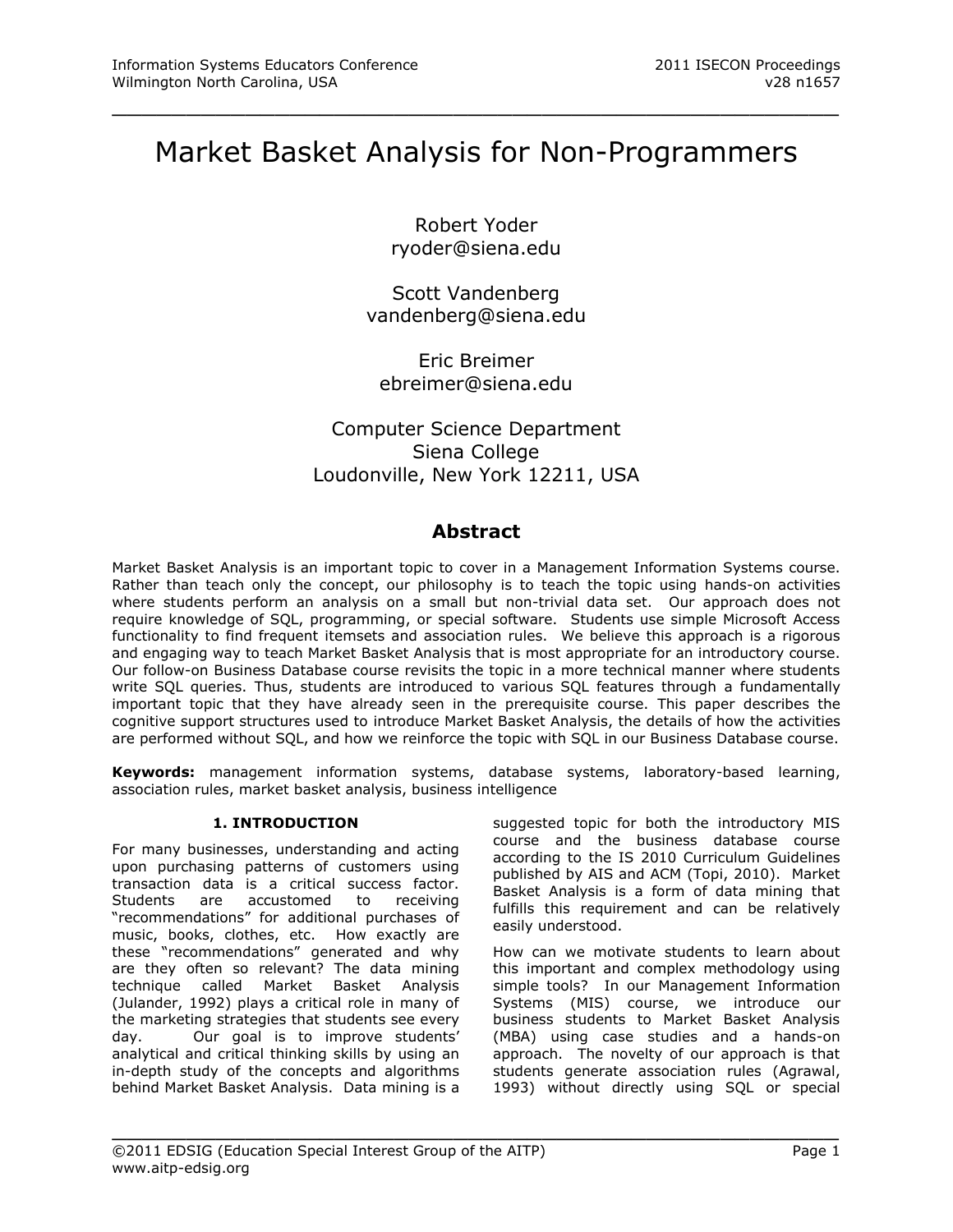# Market Basket Analysis for Non-Programmers

Robert Yoder
ryoder@siena.edu

Scott Vandenberg
vandenberg@siena.edu

Eric Breimer
ebreimer@siena.edu

Computer Science Department
Siena College
Loudonville, New York 12211, USA

## Abstract

Market Basket Analysis is an important topic to cover in a Management Information Systems course. Rather than teach only the concept, our philosophy is to teach the topic using hands-on activities where students perform an analysis on a small but non-trivial data set. Our approach does not require knowledge of SQL, programming, or special software. Students use simple Microsoft Access functionality to find frequent itemsets and association rules. We believe this approach is a rigorous and engaging way to teach Market Basket Analysis that is most appropriate for an introductory course. Our follow-on Business Database course revisits the topic in a more technical manner where students write SQL queries. Thus, students are introduced to various SQL features through a fundamentally important topic that they have already seen in the prerequisite course. This paper describes the cognitive support structures used to introduce Market Basket Analysis, the details of how the activities are performed without SQL, and how we reinforce the topic with SQL in our Business Database course.

**Keywords:** management information systems, database systems, laboratory-based learning, association rules, market basket analysis, business intelligence

### 1. INTRODUCTION

For many businesses, understanding and acting upon purchasing patterns of customers using transaction data is a critical success factor. Students are accustomed to receiving "recommendations" for additional purchases of music, books, clothes, etc. How exactly are these "recommendations" generated and why are they often so relevant? The data mining technique called Market Basket Analysis (Julander, 1992) plays a critical role in many of the marketing strategies that students see every day. Our goal is to improve students' analytical and critical thinking skills by using an in-depth study of the concepts and algorithms behind Market Basket Analysis. Data mining is a suggested topic for both the introductory MIS course and the business database course according to the IS 2010 Curriculum Guidelines published by AIS and ACM (Topi, 2010). Market Basket Analysis is a form of data mining that fulfills this requirement and can be relatively easily understood.

How can we motivate students to learn about this important and complex methodology using simple tools? In our Management Information Systems (MIS) course, we introduce our business students to Market Basket Analysis (MBA) using case studies and a hands-on approach. The novelty of our approach is that students generate association rules (Agrawal, 1993) without directly using SQL or special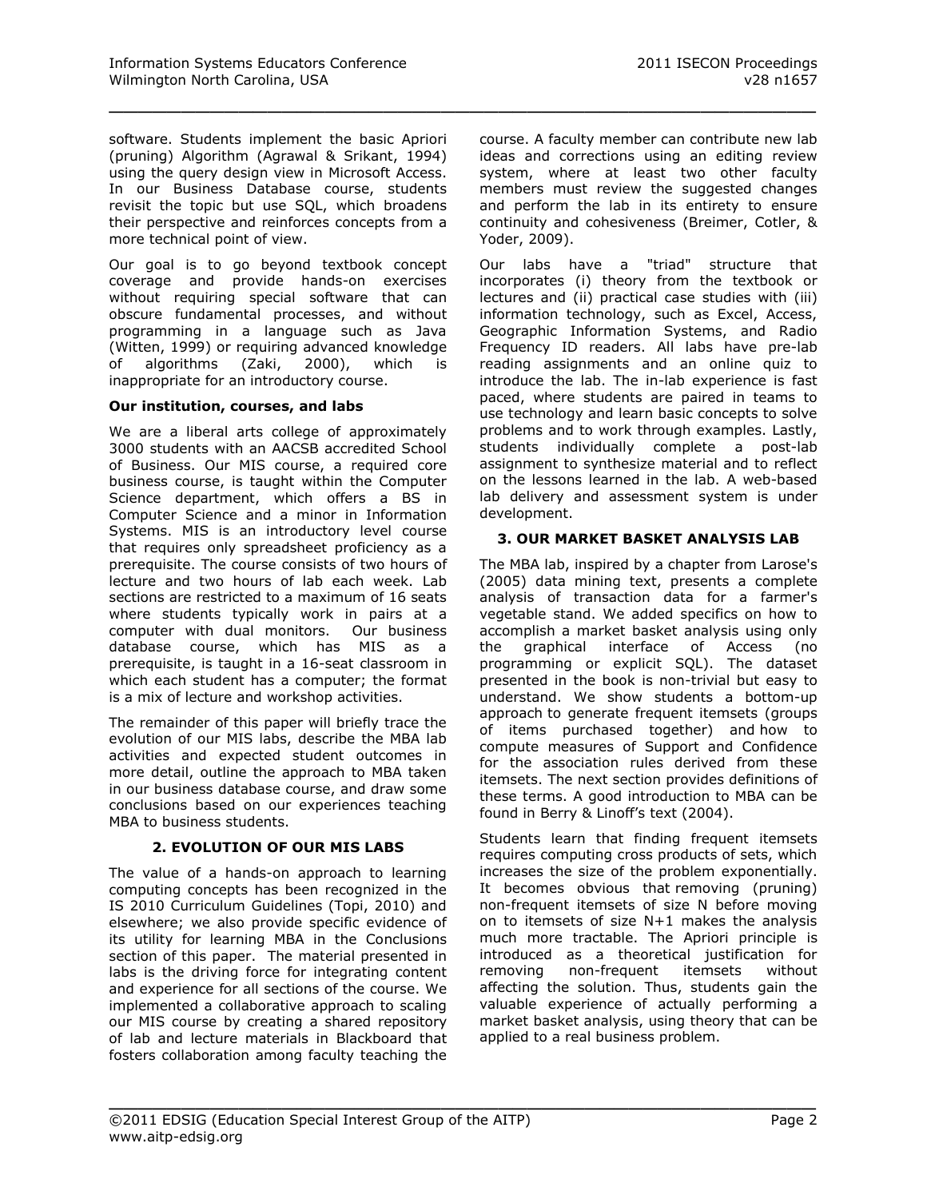software. Students implement the basic Apriori (pruning) Algorithm (Agrawal & Srikant, 1994) using the query design view in Microsoft Access. In our Business Database course, students revisit the topic but use SQL, which broadens their perspective and reinforces concepts from a more technical point of view.

Our goal is to go beyond textbook concept coverage and provide hands-on exercises without requiring special software that can obscure fundamental processes, and without programming in a language such as Java (Witten, 1999) or requiring advanced knowledge of algorithms (Zaki, 2000), which is inappropriate for an introductory course.

**Our institution, courses, and labs**

We are a liberal arts college of approximately 3000 students with an AACSB accredited School of Business. Our MIS course, a required core business course, is taught within the Computer Science department, which offers a BS in Computer Science and a minor in Information Systems. MIS is an introductory level course that requires only spreadsheet proficiency as a prerequisite. The course consists of two hours of lecture and two hours of lab each week. Lab sections are restricted to a maximum of 16 seats where students typically work in pairs at a computer with dual monitors. Our business database course, which has MIS as a prerequisite, is taught in a 16-seat classroom in which each student has a computer; the format is a mix of lecture and workshop activities.

The remainder of this paper will briefly trace the evolution of our MIS labs, describe the MBA lab activities and expected student outcomes in more detail, outline the approach to MBA taken in our business database course, and draw some conclusions based on our experiences teaching MBA to business students.

## 2. EVOLUTION OF OUR MIS LABS

The value of a hands-on approach to learning computing concepts has been recognized in the IS 2010 Curriculum Guidelines (Topi, 2010) and elsewhere; we also provide specific evidence of its utility for learning MBA in the Conclusions section of this paper. The material presented in labs is the driving force for integrating content and experience for all sections of the course. We implemented a collaborative approach to scaling our MIS course by creating a shared repository of lab and lecture materials in Blackboard that fosters collaboration among faculty teaching the course. A faculty member can contribute new lab ideas and corrections using an editing review system, where at least two other faculty members must review the suggested changes and perform the lab in its entirety to ensure continuity and cohesiveness (Breimer, Cotler, & Yoder, 2009).

Our labs have a "triad" structure that incorporates (i) theory from the textbook or lectures and (ii) practical case studies with (iii) information technology, such as Excel, Access, Geographic Information Systems, and Radio Frequency ID readers. All labs have pre-lab reading assignments and an online quiz to introduce the lab. The in-lab experience is fast paced, where students are paired in teams to use technology and learn basic concepts to solve problems and to work through examples. Lastly, students individually complete a post-lab assignment to synthesize material and to reflect on the lessons learned in the lab. A web-based lab delivery and assessment system is under development.

## 3. OUR MARKET BASKET ANALYSIS LAB

The MBA lab, inspired by a chapter from Larose's (2005) data mining text, presents a complete analysis of transaction data for a farmer's vegetable stand. We added specifics on how to accomplish a market basket analysis using only the graphical interface of Access (no programming or explicit SQL). The dataset presented in the book is non-trivial but easy to understand. We show students a bottom-up approach to generate frequent itemsets (groups of items purchased together) and how to compute measures of Support and Confidence for the association rules derived from these itemsets. The next section provides definitions of these terms. A good introduction to MBA can be found in Berry & Linoff's text (2004).

Students learn that finding frequent itemsets requires computing cross products of sets, which increases the size of the problem exponentially. It becomes obvious that removing (pruning) non-frequent itemsets of size N before moving on to itemsets of size N+1 makes the analysis much more tractable. The Apriori principle is introduced as a theoretical justification for removing non-frequent itemsets without affecting the solution. Thus, students gain the valuable experience of actually performing a market basket analysis, using theory that can be applied to a real business problem.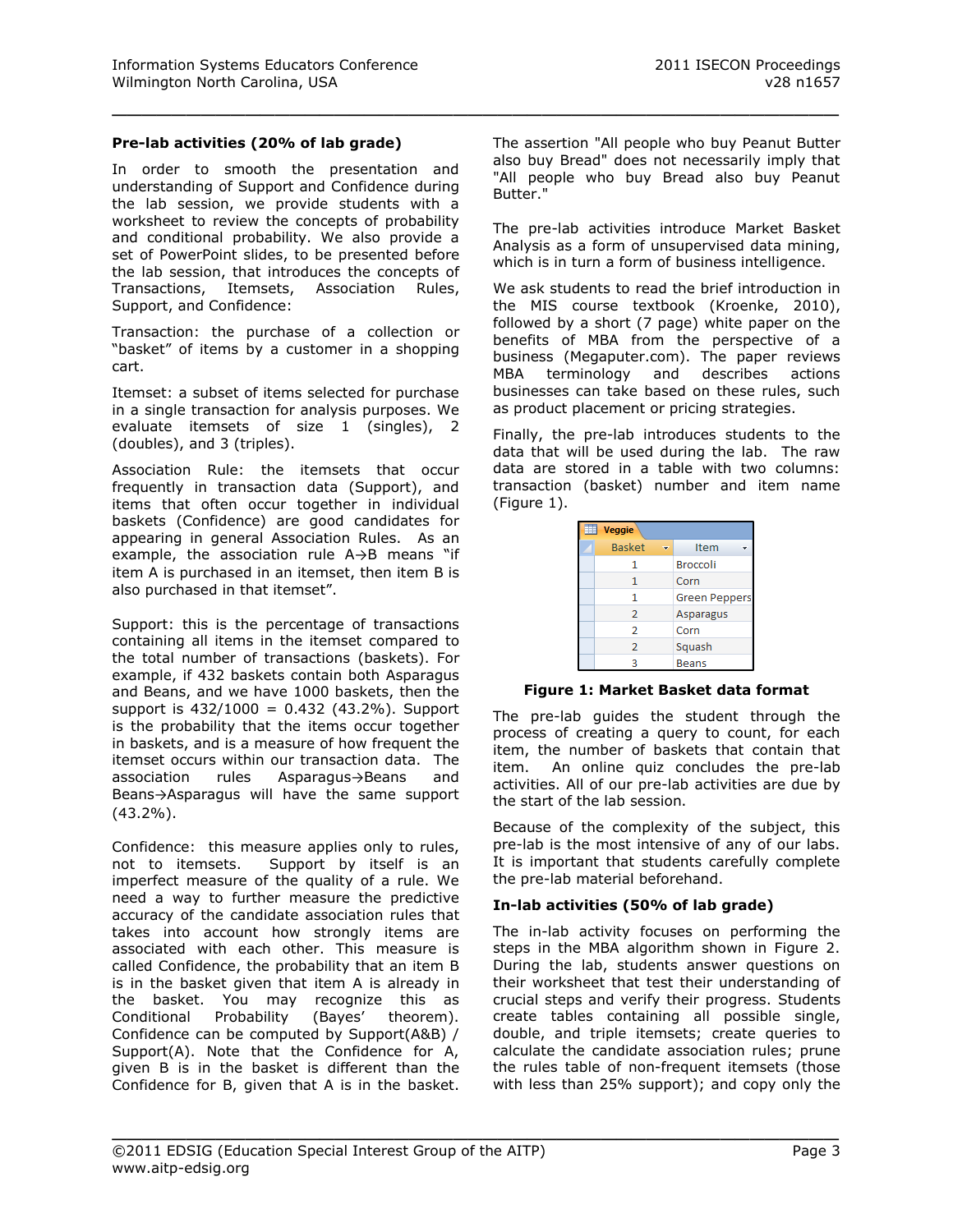**Pre-lab activities (20% of lab grade)**

In order to smooth the presentation and understanding of Support and Confidence during the lab session, we provide students with a worksheet to review the concepts of probability and conditional probability. We also provide a set of PowerPoint slides, to be presented before the lab session, that introduces the concepts of Transactions, Itemsets, Association Rules, Support, and Confidence:

Transaction: the purchase of a collection or "basket" of items by a customer in a shopping cart.

Itemset: a subset of items selected for purchase in a single transaction for analysis purposes. We evaluate itemsets of size 1 (singles), 2 (doubles), and 3 (triples).

Association Rule: the itemsets that occur frequently in transaction data (Support), and items that often occur together in individual baskets (Confidence) are good candidates for appearing in general Association Rules. As an example, the association rule A→B means "if item A is purchased in an itemset, then item B is also purchased in that itemset".

Support: this is the percentage of transactions containing all items in the itemset compared to the total number of transactions (baskets). For example, if 432 baskets contain both Asparagus and Beans, and we have 1000 baskets, then the support is 432/1000 = 0.432 (43.2%). Support is the probability that the items occur together in baskets, and is a measure of how frequent the itemset occurs within our transaction data. The association rules Asparagus→Beans and Beans→Asparagus will have the same support (43.2%).

Confidence: this measure applies only to rules, not to itemsets. Support by itself is an imperfect measure of the quality of a rule. We need a way to further measure the predictive accuracy of the candidate association rules that takes into account how strongly items are associated with each other. This measure is called Confidence, the probability that an item B is in the basket given that item A is already in the basket. You may recognize this as Conditional Probability (Bayes' theorem). Confidence can be computed by Support(A&B) / Support(A). Note that the Confidence for A, given B is in the basket is different than the Confidence for B, given that A is in the basket. The assertion "All people who buy Peanut Butter also buy Bread" does not necessarily imply that "All people who buy Bread also buy Peanut Butter."

The pre-lab activities introduce Market Basket Analysis as a form of unsupervised data mining, which is in turn a form of business intelligence.

We ask students to read the brief introduction in the MIS course textbook (Kroenke, 2010), followed by a short (7 page) white paper on the benefits of MBA from the perspective of a business (Megaputer.com). The paper reviews MBA terminology and describes actions businesses can take based on these rules, such as product placement or pricing strategies.

Finally, the pre-lab introduces students to the data that will be used during the lab. The raw data are stored in a table with two columns: transaction (basket) number and item name (Figure 1).

Veggie

| Basket | Item |
|---|---|
| 1 | Broccoli |
| 1 | Corn |
| 1 | Green Peppers |
| 2 | Asparagus |
| 2 | Corn |
| 2 | Squash |
| 3 | Beans |

**Figure 1: Market Basket data format**

The pre-lab guides the student through the process of creating a query to count, for each item, the number of baskets that contain that item. An online quiz concludes the pre-lab activities. All of our pre-lab activities are due by the start of the lab session.

Because of the complexity of the subject, this pre-lab is the most intensive of any of our labs. It is important that students carefully complete the pre-lab material beforehand.

**In-lab activities (50% of lab grade)**

The in-lab activity focuses on performing the steps in the MBA algorithm shown in Figure 2. During the lab, students answer questions on their worksheet that test their understanding of crucial steps and verify their progress. Students create tables containing all possible single, double, and triple itemsets; create queries to calculate the candidate association rules; prune the rules table of non-frequent itemsets (those with less than 25% support); and copy only the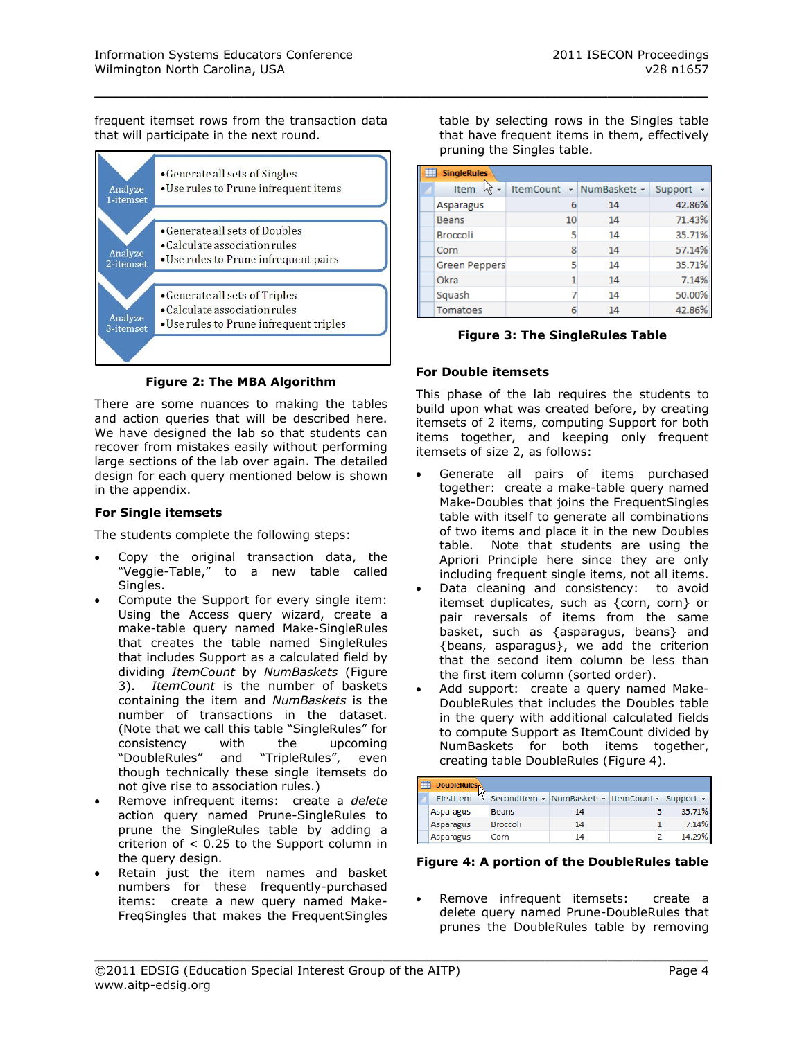frequent itemset rows from the transaction data that will participate in the next round.

| | |
|---|---|
| Analyze 1-itemset | • Generate all sets of Singles<br>• Use rules to Prune infrequent items |
| Analyze 2-itemset | • Generate all sets of Doubles<br>• Calculate association rules<br>• Use rules to Prune infrequent pairs |
| Analyze 3-itemset | • Generate all sets of Triples<br>• Calculate association rules<br>• Use rules to Prune infrequent triples |

**Figure 2: The MBA Algorithm**

There are some nuances to making the tables and action queries that will be described here. We have designed the lab so that students can recover from mistakes easily without performing large sections of the lab over again. The detailed design for each query mentioned below is shown in the appendix.

### For Single itemsets

The students complete the following steps:

- Copy the original transaction data, the "Veggie-Table," to a new table called Singles.
- Compute the Support for every single item: Using the Access query wizard, create a make-table query named Make-SingleRules that creates the table named SingleRules that includes Support as a calculated field by dividing *ItemCount* by *NumBaskets* (Figure 3). *ItemCount* is the number of baskets containing the item and *NumBaskets* is the number of transactions in the dataset. (Note that we call this table "SingleRules" for consistency with the upcoming "DoubleRules" and "TripleRules", even though technically these single itemsets do not give rise to association rules.)
- Remove infrequent items: create a *delete* action query named Prune-SingleRules to prune the SingleRules table by adding a criterion of < 0.25 to the Support column in the query design.
- Retain just the item names and basket numbers for these frequently-purchased items: create a new query named Make-FreqSingles that makes the FrequentSingles table by selecting rows in the Singles table that have frequent items in them, effectively pruning the Singles table.

SingleRules

| Item | ItemCount | NumBaskets | Support |
|---|---|---|---|
| Asparagus | 6 | 14 | 42.86% |
| Beans | 10 | 14 | 71.43% |
| Broccoli | 5 | 14 | 35.71% |
| Corn | 8 | 14 | 57.14% |
| Green Peppers | 5 | 14 | 35.71% |
| Okra | 1 | 14 | 7.14% |
| Squash | 7 | 14 | 50.00% |
| Tomatoes | 6 | 14 | 42.86% |

**Figure 3: The SingleRules Table**

### For Double itemsets

This phase of the lab requires the students to build upon what was created before, by creating itemsets of 2 items, computing Support for both items together, and keeping only frequent itemsets of size 2, as follows:

- Generate all pairs of items purchased together: create a make-table query named Make-Doubles that joins the FrequentSingles table with itself to generate all combinations of two items and place it in the new Doubles table. Note that students are using the Apriori Principle here since they are only including frequent single items, not all items.
- Data cleaning and consistency: to avoid itemset duplicates, such as {corn, corn} or pair reversals of items from the same basket, such as {asparagus, beans} and {beans, asparagus}, we add the criterion that the second item column be less than the first item column (sorted order).
- Add support: create a query named Make-DoubleRules that includes the Doubles table in the query with additional calculated fields to compute Support as ItemCount divided by NumBaskets for both items together, creating table DoubleRules (Figure 4).

DoubleRules

| FirstItem | SecondItem | NumBaskets | ItemCount | Support |
|---|---|---|---|---|
| Asparagus | Beans | 14 | 5 | 35.71% |
| Asparagus | Broccoli | 14 | 1 | 7.14% |
| Asparagus | Corn | 14 | 2 | 14.29% |

**Figure 4: A portion of the DoubleRules table**

- Remove infrequent itemsets: create a delete query named Prune-DoubleRules that prunes the DoubleRules table by removing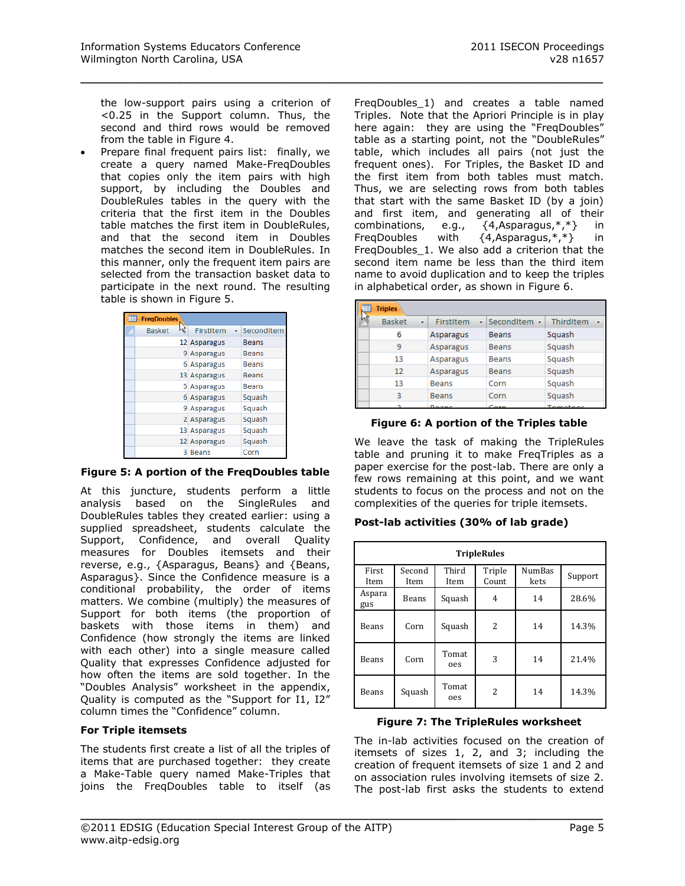the low-support pairs using a criterion of <0.25 in the Support column. Thus, the second and third rows would be removed from the table in Figure 4.

- Prepare final frequent pairs list: finally, we create a query named Make-FreqDoubles that copies only the item pairs with high support, by including the Doubles and DoubleRules tables in the query with the criteria that the first item in the Doubles table matches the first item in DoubleRules, and that the second item in Doubles matches the second item in DoubleRules. In this manner, only the frequent item pairs are selected from the transaction basket data to participate in the next round. The resulting table is shown in Figure 5.

| Basket | FirstItem | SecondItem |
|---|---|---|
| 12 | Asparagus | Beans |
| 9 | Asparagus | Beans |
| 6 | Asparagus | Beans |
| 13 | Asparagus | Beans |
| 5 | Asparagus | Beans |
| 6 | Asparagus | Squash |
| 9 | Asparagus | Squash |
| 2 | Asparagus | Squash |
| 13 | Asparagus | Squash |
| 12 | Asparagus | Squash |
| 3 | Beans | Corn |

**Figure 5: A portion of the FreqDoubles table**

At this juncture, students perform a little analysis based on the SingleRules and DoubleRules tables they created earlier: using a supplied spreadsheet, students calculate the Support, Confidence, and overall Quality measures for Doubles itemsets and their reverse, e.g., {Asparagus, Beans} and {Beans, Asparagus}. Since the Confidence measure is a conditional probability, the order of items matters. We combine (multiply) the measures of Support for both items (the proportion of baskets with those items in them) and Confidence (how strongly the items are linked with each other) into a single measure called Quality that expresses Confidence adjusted for how often the items are sold together. In the "Doubles Analysis" worksheet in the appendix, Quality is computed as the "Support for I1, I2" column times the "Confidence" column.

**For Triple itemsets**

The students first create a list of all the triples of items that are purchased together: they create a Make-Table query named Make-Triples that joins the FreqDoubles table to itself (as FreqDoubles_1) and creates a table named Triples. Note that the Apriori Principle is in play here again: they are using the "FreqDoubles" table as a starting point, not the "DoubleRules" table, which includes all pairs (not just the frequent ones). For Triples, the Basket ID and the first item from both tables must match. Thus, we are selecting rows from both tables that start with the same Basket ID (by a join) and first item, and generating all of their combinations, e.g., {4,Asparagus,*,*} in FreqDoubles with {4,Asparagus,*,*} in FreqDoubles_1. We also add a criterion that the second item name be less than the third item name to avoid duplication and to keep the triples in alphabetical order, as shown in Figure 6.

| Basket | FirstItem | SecondItem | ThirdItem |
|---|---|---|---|
| 6 | Asparagus | Beans | Squash |
| 9 | Asparagus | Beans | Squash |
| 13 | Asparagus | Beans | Squash |
| 12 | Asparagus | Beans | Squash |
| 13 | Beans | Corn | Squash |
| 3 | Beans | Corn | Squash |

**Figure 6: A portion of the Triples table**

We leave the task of making the TripleRules table and pruning it to make FreqTriples as a paper exercise for the post-lab. There are only a few rows remaining at this point, and we want students to focus on the process and not on the complexities of the queries for triple itemsets.

**Post-lab activities (30% of lab grade)**

| TripleRules | | | | | |
|---|---|---|---|---|---|
| First Item | Second Item | Third Item | Triple Count | NumBaskets | Support |
| Asparagus | Beans | Squash | 4 | 14 | 28.6% |
| Beans | Corn | Squash | 2 | 14 | 14.3% |
| Beans | Corn | Tomatoes | 3 | 14 | 21.4% |
| Beans | Squash | Tomatoes | 2 | 14 | 14.3% |

**Figure 7: The TripleRules worksheet**

The in-lab activities focused on the creation of itemsets of sizes 1, 2, and 3; including the creation of frequent itemsets of size 1 and 2 and on association rules involving itemsets of size 2. The post-lab first asks the students to extend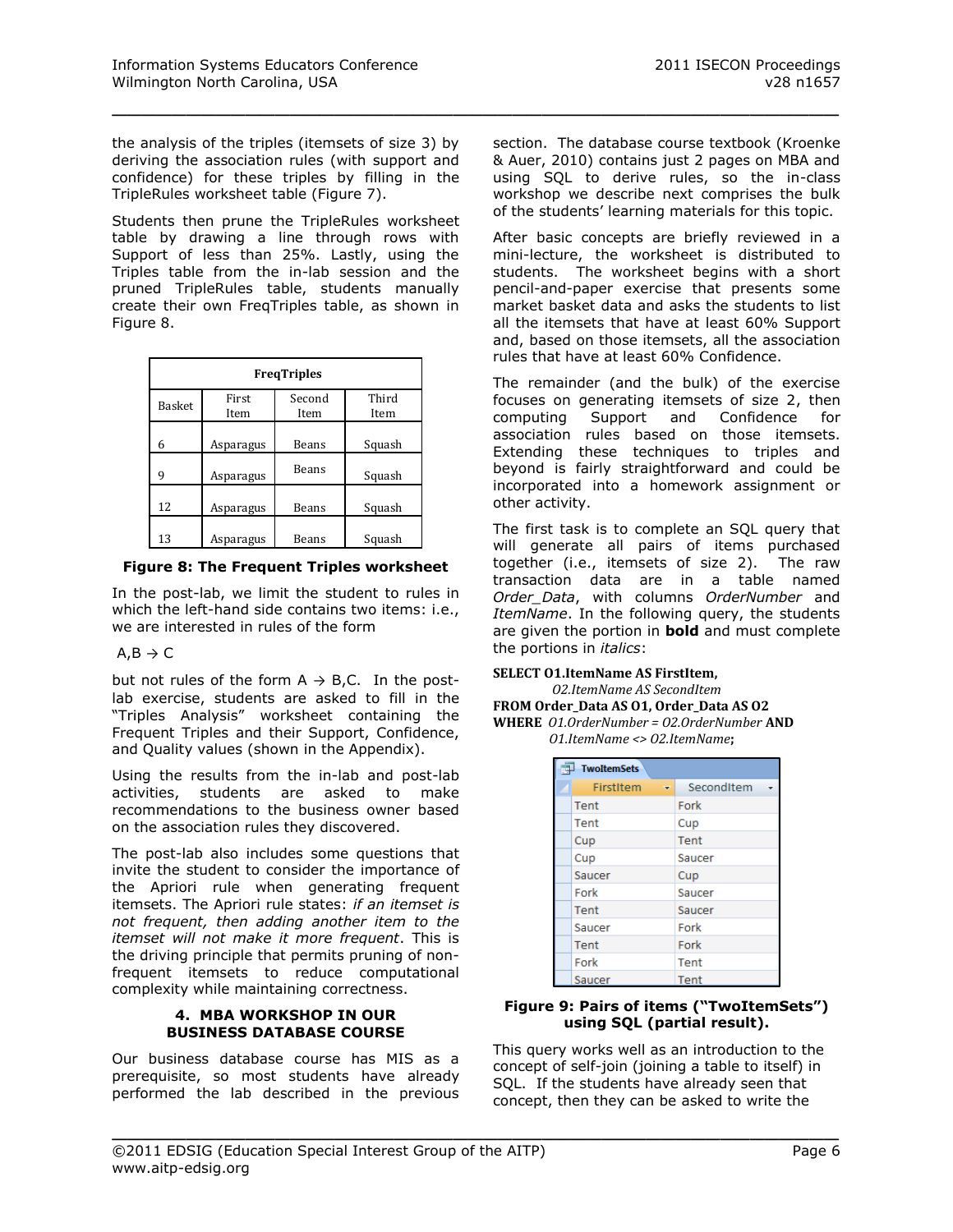the analysis of the triples (itemsets of size 3) by deriving the association rules (with support and confidence) for these triples by filling in the TripleRules worksheet table (Figure 7).

Students then prune the TripleRules worksheet table by drawing a line through rows with Support of less than 25%. Lastly, using the Triples table from the in-lab session and the pruned TripleRules table, students manually create their own FreqTriples table, as shown in Figure 8.

| FreqTriples | | | |
|---|---|---|---|
| Basket | First Item | Second Item | Third Item |
| 6 | Asparagus | Beans | Squash |
| 9 | Asparagus | Beans | Squash |
| 12 | Asparagus | Beans | Squash |
| 13 | Asparagus | Beans | Squash |

**Figure 8: The Frequent Triples worksheet**

In the post-lab, we limit the student to rules in which the left-hand side contains two items: i.e., we are interested in rules of the form

A,B → C

but not rules of the form A → B,C. In the post-lab exercise, students are asked to fill in the "Triples Analysis" worksheet containing the Frequent Triples and their Support, Confidence, and Quality values (shown in the Appendix).

Using the results from the in-lab and post-lab activities, students are asked to make recommendations to the business owner based on the association rules they discovered.

The post-lab also includes some questions that invite the student to consider the importance of the Apriori rule when generating frequent itemsets. The Apriori rule states: *if an itemset is not frequent, then adding another item to the itemset will not make it more frequent*. This is the driving principle that permits pruning of non-frequent itemsets to reduce computational complexity while maintaining correctness.

## 4. MBA WORKSHOP IN OUR BUSINESS DATABASE COURSE

Our business database course has MIS as a prerequisite, so most students have already performed the lab described in the previous section. The database course textbook (Kroenke & Auer, 2010) contains just 2 pages on MBA and using SQL to derive rules, so the in-class workshop we describe next comprises the bulk of the students' learning materials for this topic.

After basic concepts are briefly reviewed in a mini-lecture, the worksheet is distributed to students. The worksheet begins with a short pencil-and-paper exercise that presents some market basket data and asks the students to list all the itemsets that have at least 60% Support and, based on those itemsets, all the association rules that have at least 60% Confidence.

The remainder (and the bulk) of the exercise focuses on generating itemsets of size 2, then computing Support and Confidence for association rules based on those itemsets. Extending these techniques to triples and beyond is fairly straightforward and could be incorporated into a homework assignment or other activity.

The first task is to complete an SQL query that will generate all pairs of items purchased together (i.e., itemsets of size 2). The raw transaction data are in a table named *Order_Data*, with columns *OrderNumber* and *ItemName*. In the following query, the students are given the portion in **bold** and must complete the portions in *italics*:

**SELECT O1.ItemName AS FirstItem,**
*O2.ItemName AS SecondItem*
**FROM Order_Data AS O1, Order_Data AS O2**
**WHERE** *O1.OrderNumber = O2.OrderNumber* **AND**
*O1.ItemName <> O2.ItemName*;

| FirstItem | SecondItem |
|---|---|
| Tent | Fork |
| Tent | Cup |
| Cup | Tent |
| Cup | Saucer |
| Saucer | Cup |
| Fork | Saucer |
| Tent | Saucer |
| Saucer | Fork |
| Tent | Fork |
| Fork | Tent |
| Saucer | Tent |

**Figure 9: Pairs of items ("TwoItemSets") using SQL (partial result).**

This query works well as an introduction to the concept of self-join (joining a table to itself) in SQL. If the students have already seen that concept, then they can be asked to write the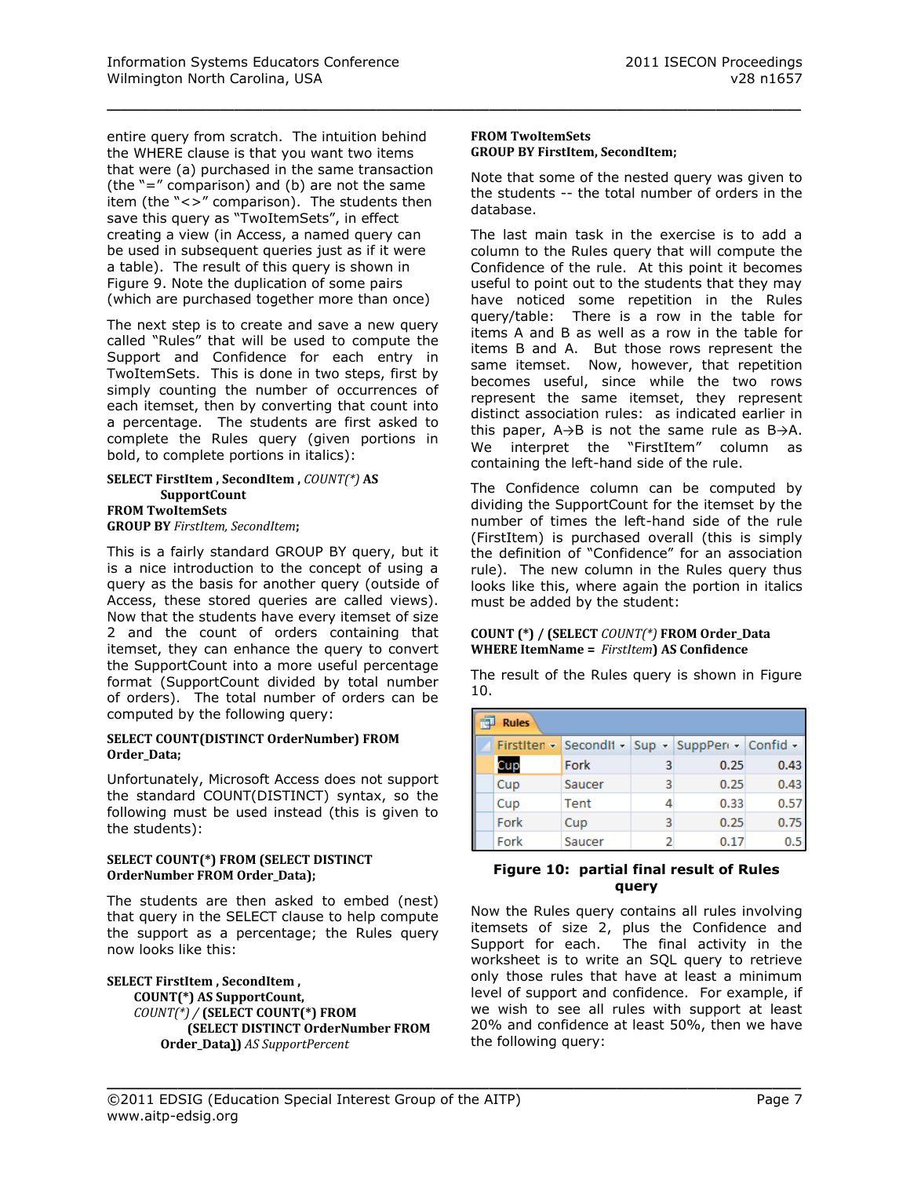entire query from scratch. The intuition behind the WHERE clause is that you want two items that were (a) purchased in the same transaction (the "=" comparison) and (b) are not the same item (the "<>" comparison). The students then save this query as "TwoItemSets", in effect creating a view (in Access, a named query can be used in subsequent queries just as if it were a table). The result of this query is shown in Figure 9. Note the duplication of some pairs (which are purchased together more than once)

The next step is to create and save a new query called "Rules" that will be used to compute the Support and Confidence for each entry in TwoItemSets. This is done in two steps, first by simply counting the number of occurrences of each itemset, then by converting that count into a percentage. The students are first asked to complete the Rules query (given portions in bold, to complete portions in italics):

**SELECT FirstItem , SecondItem ,** *COUNT(\*)* **AS SupportCount**
**FROM TwoItemSets**
**GROUP BY** *FirstItem, SecondItem*;

This is a fairly standard GROUP BY query, but it is a nice introduction to the concept of using a query as the basis for another query (outside of Access, these stored queries are called views). Now that the students have every itemset of size 2 and the count of orders containing that itemset, they can enhance the query to convert the SupportCount into a more useful percentage format (SupportCount divided by total number of orders). The total number of orders can be computed by the following query:

**SELECT COUNT(DISTINCT OrderNumber) FROM Order_Data;**

Unfortunately, Microsoft Access does not support the standard COUNT(DISTINCT) syntax, so the following must be used instead (this is given to the students):

**SELECT COUNT(\*) FROM (SELECT DISTINCT OrderNumber FROM Order_Data);**

The students are then asked to embed (nest) that query in the SELECT clause to help compute the support as a percentage; the Rules query now looks like this:

**SELECT FirstItem , SecondItem ,**
**COUNT(\*) AS SupportCount,**
*COUNT(\*) /* **(SELECT COUNT(\*) FROM (SELECT DISTINCT OrderNumber FROM Order_Data))** *AS SupportPercent*
**FROM TwoItemSets**
**GROUP BY FirstItem, SecondItem;**

Note that some of the nested query was given to the students -- the total number of orders in the database.

The last main task in the exercise is to add a column to the Rules query that will compute the Confidence of the rule. At this point it becomes useful to point out to the students that they may have noticed some repetition in the Rules query/table: There is a row in the table for items A and B as well as a row in the table for items B and A. But those rows represent the same itemset. Now, however, that repetition becomes useful, since while the two rows represent the same itemset, they represent distinct association rules: as indicated earlier in this paper, A→B is not the same rule as B→A. We interpret the "FirstItem" column as containing the left-hand side of the rule.

The Confidence column can be computed by dividing the SupportCount for the itemset by the number of times the left-hand side of the rule (FirstItem) is purchased overall (this is simply the definition of "Confidence" for an association rule). The new column in the Rules query thus looks like this, where again the portion in italics must be added by the student:

**COUNT (\*) / (SELECT** *COUNT(\*)* **FROM Order_Data WHERE ItemName =** *FirstItem***) AS Confidence**

The result of the Rules query is shown in Figure 10.

| FirstIten | SecondIt | Sup | SuppPer | Confid |
|---|---|---|---|---|
| Cup | Fork | 3 | 0.25 | 0.43 |
| Cup | Saucer | 3 | 0.25 | 0.43 |
| Cup | Tent | 4 | 0.33 | 0.57 |
| Fork | Cup | 3 | 0.25 | 0.75 |
| Fork | Saucer | 2 | 0.17 | 0.5 |

**Figure 10: partial final result of Rules query**

Now the Rules query contains all rules involving itemsets of size 2, plus the Confidence and Support for each. The final activity in the worksheet is to write an SQL query to retrieve only those rules that have at least a minimum level of support and confidence. For example, if we wish to see all rules with support at least 20% and confidence at least 50%, then we have the following query: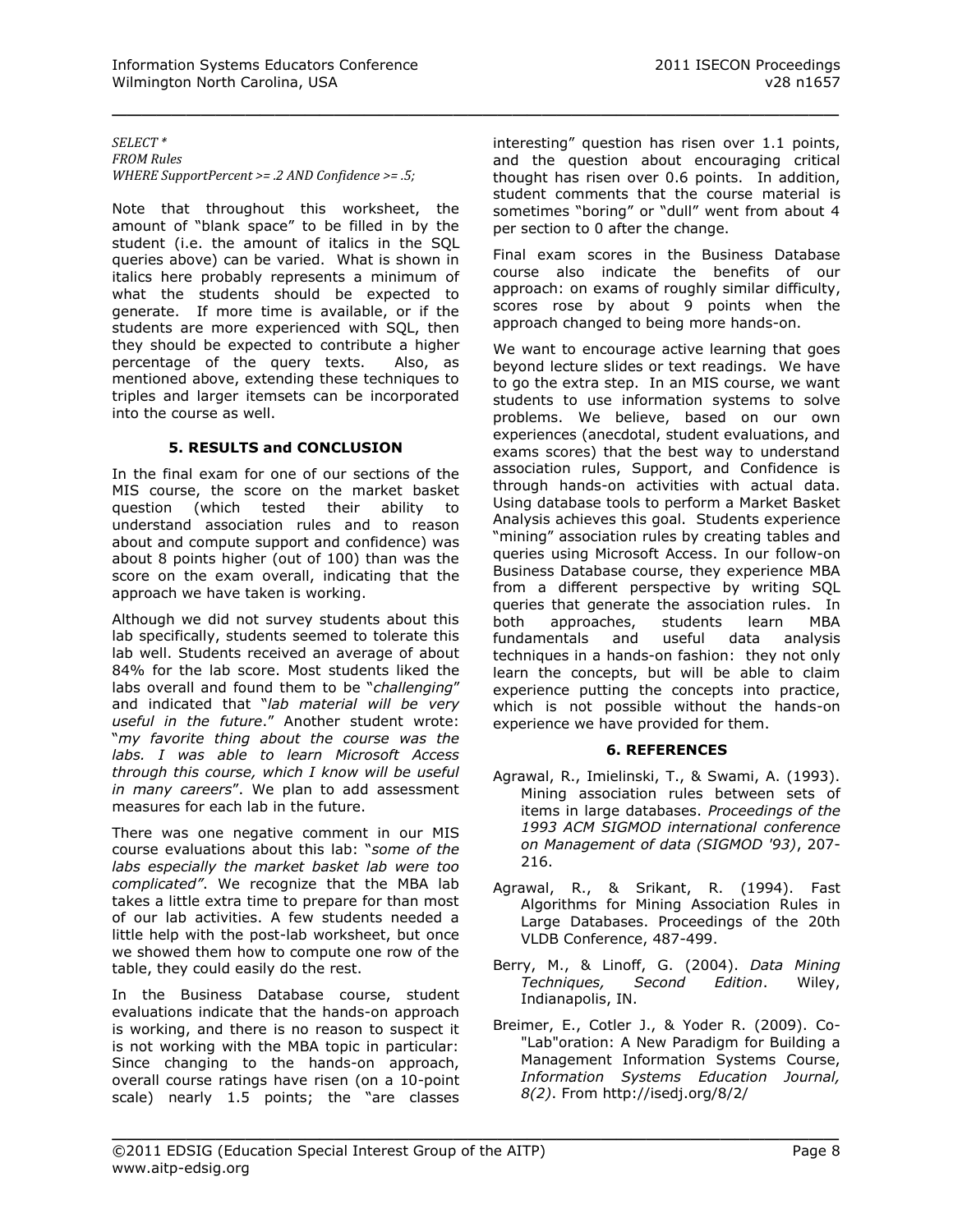*SELECT \**
*FROM Rules*
*WHERE SupportPercent >= .2 AND Confidence >= .5;*

Note that throughout this worksheet, the amount of "blank space" to be filled in by the student (i.e. the amount of italics in the SQL queries above) can be varied. What is shown in italics here probably represents a minimum of what the students should be expected to generate. If more time is available, or if the students are more experienced with SQL, then they should be expected to contribute a higher percentage of the query texts. Also, as mentioned above, extending these techniques to triples and larger itemsets can be incorporated into the course as well.

## 5. RESULTS and CONCLUSION

In the final exam for one of our sections of the MIS course, the score on the market basket question (which tested their ability to understand association rules and to reason about and compute support and confidence) was about 8 points higher (out of 100) than was the score on the exam overall, indicating that the approach we have taken is working.

Although we did not survey students about this lab specifically, students seemed to tolerate this lab well. Students received an average of about 84% for the lab score. Most students liked the labs overall and found them to be "*challenging*" and indicated that "*lab material will be very useful in the future*." Another student wrote: "*my favorite thing about the course was the labs. I was able to learn Microsoft Access through this course, which I know will be useful in many careers*". We plan to add assessment measures for each lab in the future.

There was one negative comment in our MIS course evaluations about this lab: "*some of the labs especially the market basket lab were too complicated"*. We recognize that the MBA lab takes a little extra time to prepare for than most of our lab activities. A few students needed a little help with the post-lab worksheet, but once we showed them how to compute one row of the table, they could easily do the rest.

In the Business Database course, student evaluations indicate that the hands-on approach is working, and there is no reason to suspect it is not working with the MBA topic in particular: Since changing to the hands-on approach, overall course ratings have risen (on a 10-point scale) nearly 1.5 points; the "are classes interesting" question has risen over 1.1 points, and the question about encouraging critical thought has risen over 0.6 points. In addition, student comments that the course material is sometimes "boring" or "dull" went from about 4 per section to 0 after the change.

Final exam scores in the Business Database course also indicate the benefits of our approach: on exams of roughly similar difficulty, scores rose by about 9 points when the approach changed to being more hands-on.

We want to encourage active learning that goes beyond lecture slides or text readings. We have to go the extra step. In an MIS course, we want students to use information systems to solve problems. We believe, based on our own experiences (anecdotal, student evaluations, and exams scores) that the best way to understand association rules, Support, and Confidence is through hands-on activities with actual data. Using database tools to perform a Market Basket Analysis achieves this goal. Students experience "mining" association rules by creating tables and queries using Microsoft Access. In our follow-on Business Database course, they experience MBA from a different perspective by writing SQL queries that generate the association rules. In both approaches, students learn MBA fundamentals and useful data analysis techniques in a hands-on fashion: they not only learn the concepts, but will be able to claim experience putting the concepts into practice, which is not possible without the hands-on experience we have provided for them.

## 6. REFERENCES

Agrawal, R., Imielinski, T., & Swami, A. (1993). Mining association rules between sets of items in large databases. *Proceedings of the 1993 ACM SIGMOD international conference on Management of data (SIGMOD '93)*, 207-216.

Agrawal, R., & Srikant, R. (1994). Fast Algorithms for Mining Association Rules in Large Databases. Proceedings of the 20th VLDB Conference, 487-499.

Berry, M., & Linoff, G. (2004). *Data Mining Techniques, Second Edition*. Wiley, Indianapolis, IN.

Breimer, E., Cotler J., & Yoder R. (2009). Co-"Lab"oration: A New Paradigm for Building a Management Information Systems Course, *Information Systems Education Journal, 8(2)*. From http://isedj.org/8/2/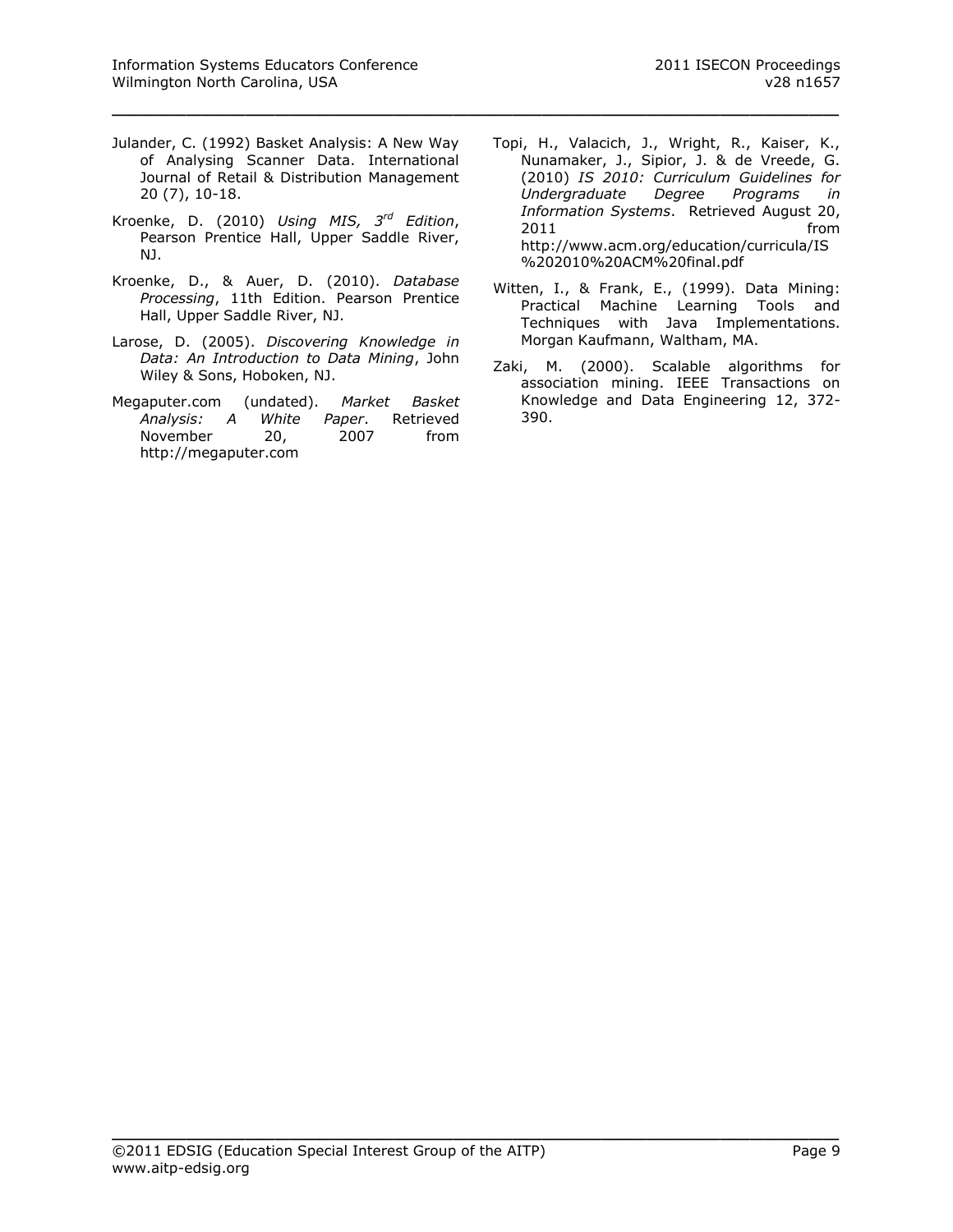Julander, C. (1992) Basket Analysis: A New Way of Analysing Scanner Data. International Journal of Retail & Distribution Management 20 (7), 10-18.

Kroenke, D. (2010) *Using MIS, 3rd Edition*, Pearson Prentice Hall, Upper Saddle River, NJ.

Kroenke, D., & Auer, D. (2010). *Database Processing*, 11th Edition. Pearson Prentice Hall, Upper Saddle River, NJ.

Larose, D. (2005). *Discovering Knowledge in Data: An Introduction to Data Mining*, John Wiley & Sons, Hoboken, NJ.

Megaputer.com (undated). *Market Basket Analysis: A White Paper*. Retrieved November 20, 2007 from http://megaputer.com

Topi, H., Valacich, J., Wright, R., Kaiser, K., Nunamaker, J., Sipior, J. & de Vreede, G. (2010) *IS 2010: Curriculum Guidelines for Undergraduate Degree Programs in Information Systems*. Retrieved August 20, 2011 from http://www.acm.org/education/curricula/IS%202010%20ACM%20final.pdf

Witten, I., & Frank, E., (1999). Data Mining: Practical Machine Learning Tools and Techniques with Java Implementations. Morgan Kaufmann, Waltham, MA.

Zaki, M. (2000). Scalable algorithms for association mining. IEEE Transactions on Knowledge and Data Engineering 12, 372-390.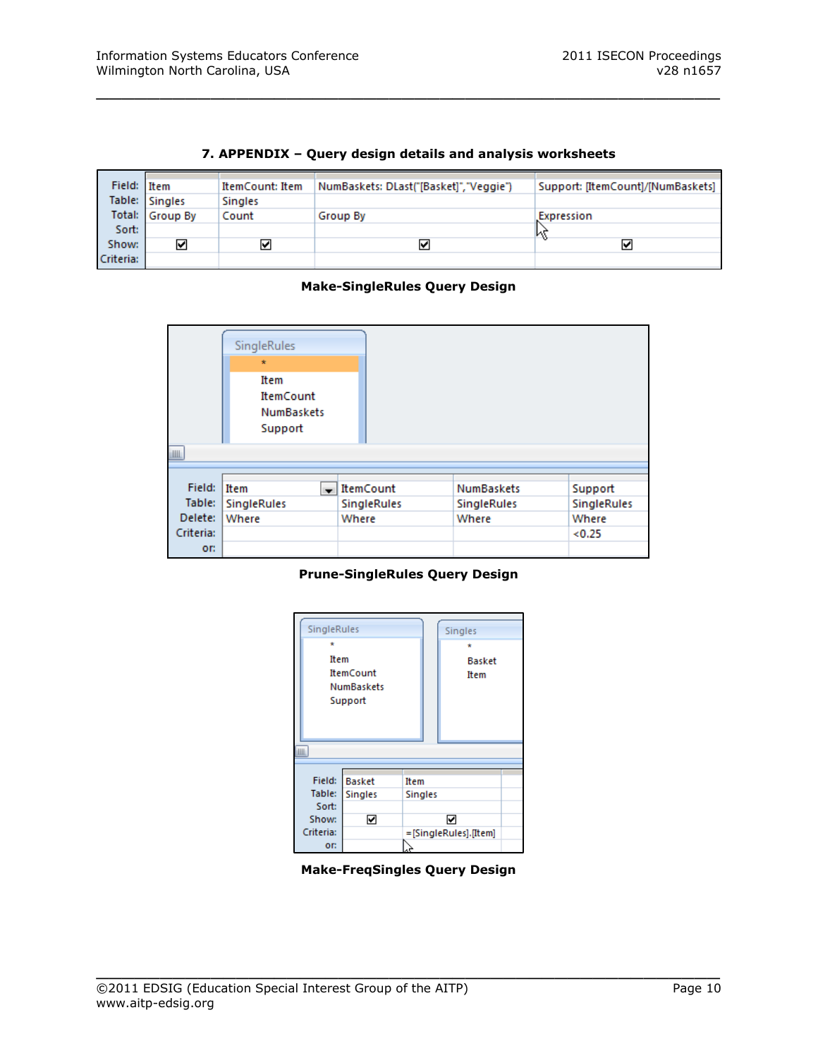## 7. APPENDIX – Query design details and analysis worksheets

| Field: | Item | ItemCount: Item | NumBaskets: DLast("[Basket]","Veggie") | Support: [ItemCount]/[NumBaskets] |
|---|---|---|---|---|
| Table: | Singles | Singles | | |
| Total: | Group By | Count | Group By | Expression |
| Sort: | | | | |
| Show: | ☑ | ☑ | ☑ | ☑ |
| Criteria: | | | | |

**Make-SingleRules Query Design**

SingleRules: *, Item, ItemCount, NumBaskets, Support

| Field: | Item | ItemCount | NumBaskets | Support |
|---|---|---|---|---|
| Table: | SingleRules | SingleRules | SingleRules | SingleRules |
| Delete: | Where | Where | Where | Where |
| Criteria: | | | | <0.25 |
| or: | | | | |

**Prune-SingleRules Query Design**

SingleRules: *, Item, ItemCount, NumBaskets, Support

Singles: *, Basket, Item

| Field: | Basket | Item |
|---|---|---|
| Table: | Singles | Singles |
| Sort: | | |
| Show: | ☑ | ☑ |
| Criteria: | | =[SingleRules].[Item] |
| or: | | |

**Make-FreqSingles Query Design**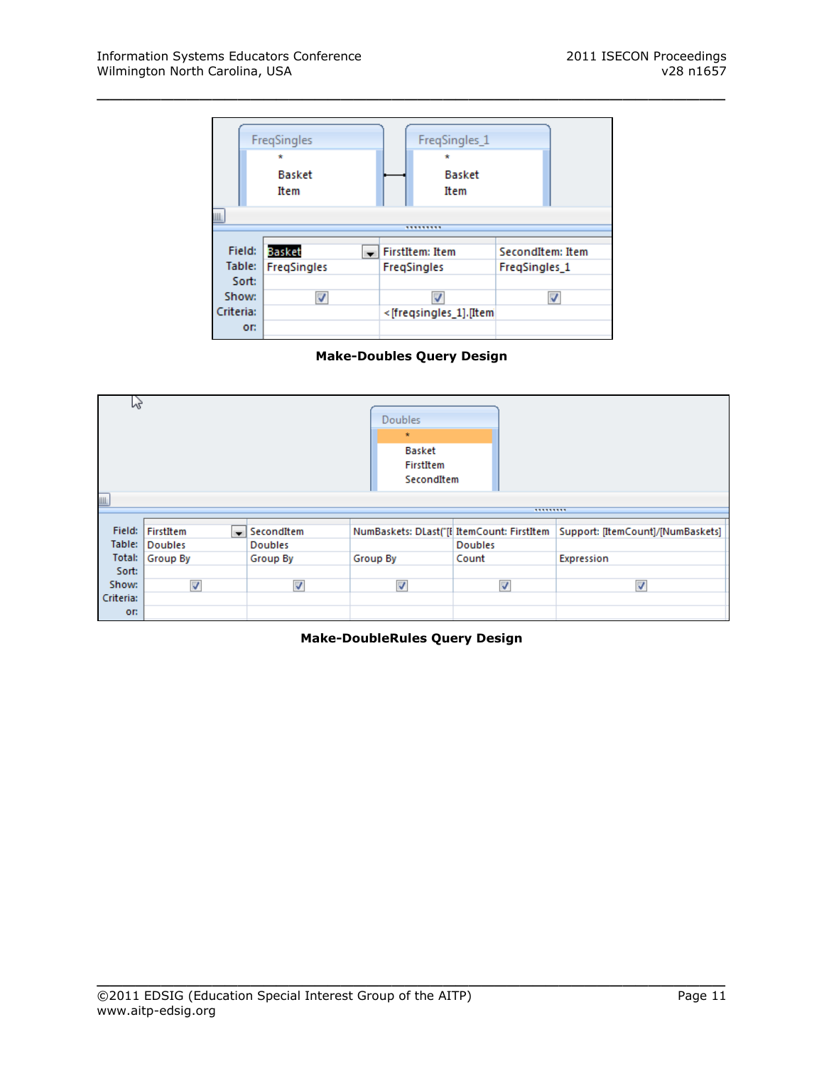| Field: | Basket | FirstItem: Item | SecondItem: Item |
|---|---|---|---|
| Table: | FreqSingles | FreqSingles | FreqSingles_1 |
| Sort: | | | |
| Show: | ✓ | ✓ | ✓ |
| Criteria: | | <[freqsingles_1].[Item | |
| or: | | | |

**Make-Doubles Query Design**

| Field: | FirstItem | SecondItem | NumBaskets: DLast("[I | ItemCount: FirstItem | Support: [ItemCount]/[NumBaskets] |
|---|---|---|---|---|---|
| Table: | Doubles | Doubles | | Doubles | |
| Total: | Group By | Group By | Group By | Count | Expression |
| Sort: | | | | | |
| Show: | ✓ | ✓ | ✓ | ✓ | ✓ |
| Criteria: | | | | | |
| or: | | | | | |

**Make-DoubleRules Query Design**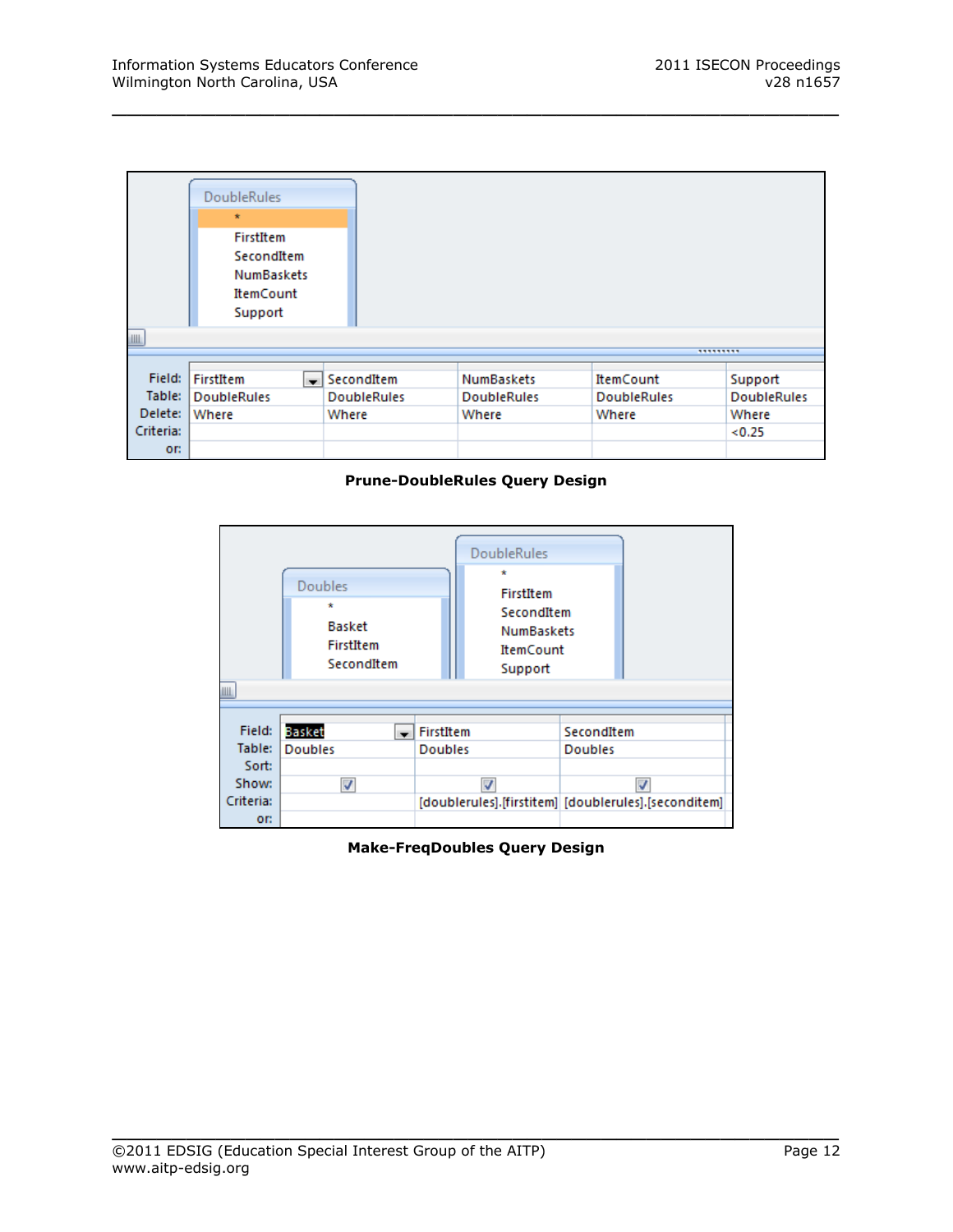| | | | | | |
|---|---|---|---|---|---|
| **Field:** | FirstItem | SecondItem | NumBaskets | ItemCount | Support |
| **Table:** | DoubleRules | DoubleRules | DoubleRules | DoubleRules | DoubleRules |
| **Delete:** | Where | Where | Where | Where | Where |
| **Criteria:** | | | | | <0.25 |
| **or:** | | | | | |

**Prune-DoubleRules Query Design**

| | | | |
|---|---|---|---|
| **Field:** | Basket | FirstItem | SecondItem |
| **Table:** | Doubles | Doubles | Doubles |
| **Sort:** | | | |
| **Show:** | ✓ | ✓ | ✓ |
| **Criteria:** | | [doublerules].[firstitem] | [doublerules].[seconditem] |
| **or:** | | | |

**Make-FreqDoubles Query Design**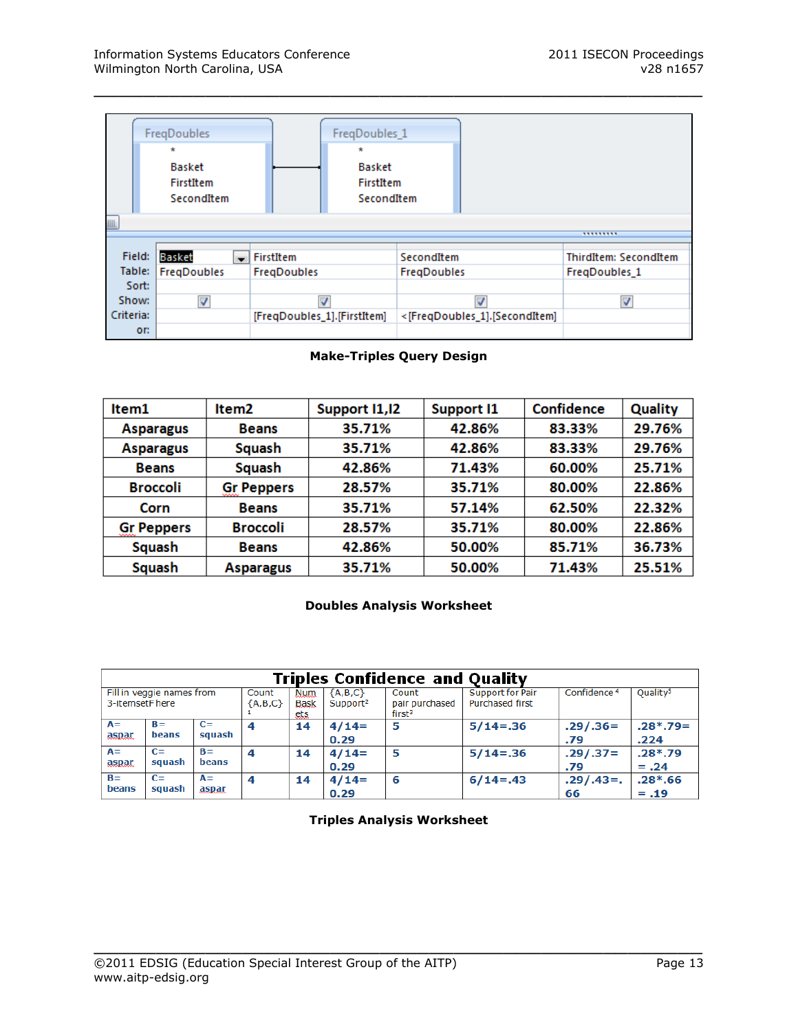| Field: | Basket | FirstItem | SecondItem | ThirdItem: SecondItem |
|---|---|---|---|---|
| Table: | FreqDoubles | FreqDoubles | FreqDoubles | FreqDoubles_1 |
| Sort: | | | | |
| Show: | ☑ | ☑ | ☑ | ☑ |
| Criteria: | | [FreqDoubles_1].[FirstItem] | <[FreqDoubles_1].[SecondItem] | |
| or: | | | | |

**Make-Triples Query Design**

| Item1 | Item2 | Support I1,I2 | Support I1 | Confidence | Quality |
|---|---|---|---|---|---|
| Asparagus | Beans | 35.71% | 42.86% | 83.33% | 29.76% |
| Asparagus | Squash | 35.71% | 42.86% | 83.33% | 29.76% |
| Beans | Squash | 42.86% | 71.43% | 60.00% | 25.71% |
| Broccoli | Gr Peppers | 28.57% | 35.71% | 80.00% | 22.86% |
| Corn | Beans | 35.71% | 57.14% | 62.50% | 22.32% |
| Gr Peppers | Broccoli | 28.57% | 35.71% | 80.00% | 22.86% |
| Squash | Beans | 42.86% | 50.00% | 85.71% | 36.73% |
| Squash | Asparagus | 35.71% | 50.00% | 71.43% | 25.51% |

**Doubles Analysis Worksheet**

**Triples Confidence and Quality**

| Fill in veggie names from 3-ItemsetF here | | | Count {A,B,C} [1] | Num Baskets | {A,B,C} Support[2] | Count pair purchased first[3] | Support for Pair Purchased first | Confidence [4] | Quality[5] |
|---|---|---|---|---|---|---|---|---|---|
| A= aspar | B= beans | C= squash | 4 | 14 | 4/14= 0.29 | 5 | 5/14=.36 | .29/.36= .79 | .28*.79= .224 |
| A= aspar | C= squash | B= beans | 4 | 14 | 4/14= 0.29 | 5 | 5/14=.36 | .29/.37= .79 | .28*.79 = .24 |
| B= beans | C= squash | A= aspar | 4 | 14 | 4/14= 0.29 | 6 | 6/14=.43 | .29/.43=. 66 | .28*.66 = .19 |

**Triples Analysis Worksheet**